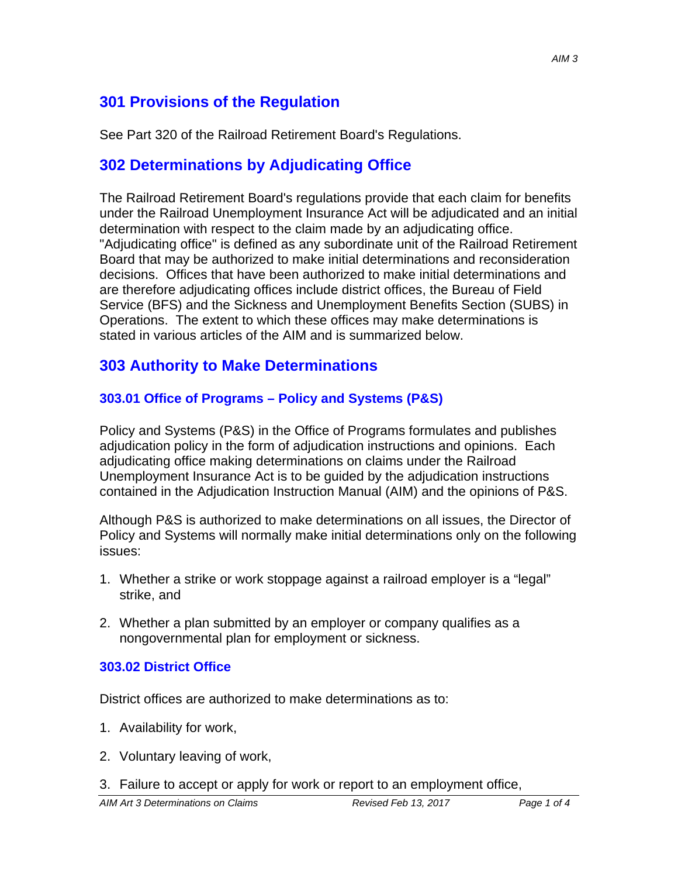## 301 Provisions of the Regulation

See Part 320 of the Railroad Retirement Board's Regulations.

## 302 Determinations by Adjudicating Office

The Railroad Retirement Board's regulations provide that each claim for benefits under the Railroad Unemployment Insurance Act will be adjudicated and an initial determination with respect to the claim made by an adjudicating office. "Adjudicating office" is defined as any subordinate unit of the Railroad Retirement Board that may be authorized to make initial determinations and reconsideration decisions. Offices that have been authorized to make initial determinations and are therefore adjudicating offices include district offices, the Bureau of Field Service (BFS) and the Sickness and Unemployment Benefits Section (SUBS) in Operations. The extent to which these offices may make determinations is stated in various articles of the AIM and is summarized below.

## 303 Authority to Make Determinations

### 303.01 Office of Programs – Policy and Systems (P&S)

Policy and Systems (P&S) in the Office of Programs formulates and publishes adjudication policy in the form of adjudication instructions and opinions. Each adjudicating office making determinations on claims under the Railroad Unemployment Insurance Act is to be guided by the adjudication instructions contained in the Adjudication Instruction Manual (AIM) and the opinions of P&S.

Although P&S is authorized to make determinations on all issues, the Director of Policy and Systems will normally make initial determinations only on the following issues:

1. Whether a strike or work stoppage against a railroad employer is a "legal" strike, and
2. Whether a plan submitted by an employer or company qualifies as a nongovernmental plan for employment or sickness.

### 303.02 District Office

District offices are authorized to make determinations as to:

1. Availability for work,
2. Voluntary leaving of work,
3. Failure to accept or apply for work or report to an employment office,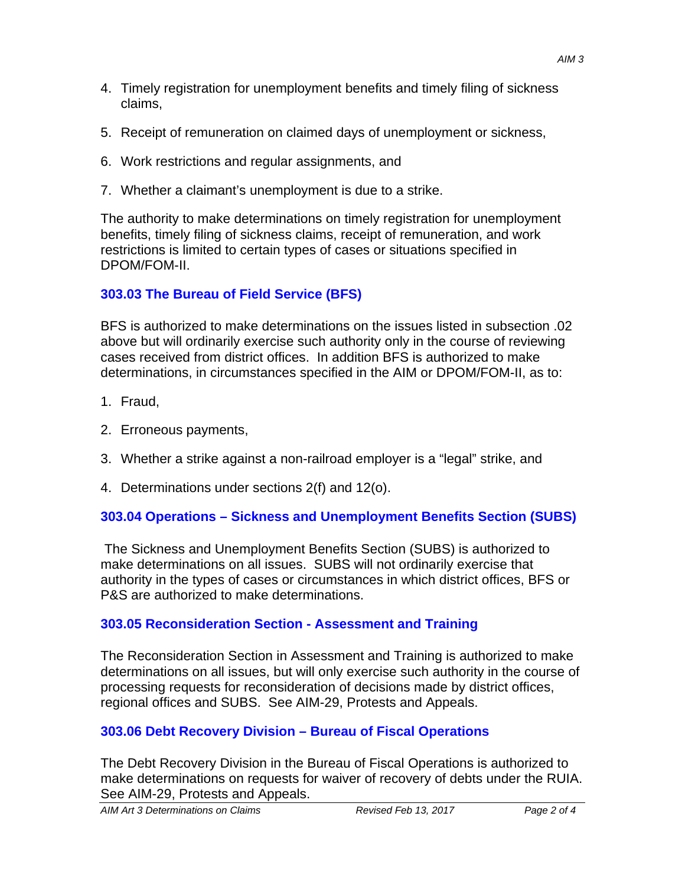4. Timely registration for unemployment benefits and timely filing of sickness claims,

5. Receipt of remuneration on claimed days of unemployment or sickness,

6. Work restrictions and regular assignments, and

7. Whether a claimant's unemployment is due to a strike.

The authority to make determinations on timely registration for unemployment benefits, timely filing of sickness claims, receipt of remuneration, and work restrictions is limited to certain types of cases or situations specified in DPOM/FOM-II.

### 303.03 The Bureau of Field Service (BFS)

BFS is authorized to make determinations on the issues listed in subsection .02 above but will ordinarily exercise such authority only in the course of reviewing cases received from district offices. In addition BFS is authorized to make determinations, in circumstances specified in the AIM or DPOM/FOM-II, as to:

1. Fraud,

2. Erroneous payments,

3. Whether a strike against a non-railroad employer is a "legal" strike, and

4. Determinations under sections 2(f) and 12(o).

### 303.04 Operations – Sickness and Unemployment Benefits Section (SUBS)

The Sickness and Unemployment Benefits Section (SUBS) is authorized to make determinations on all issues. SUBS will not ordinarily exercise that authority in the types of cases or circumstances in which district offices, BFS or P&S are authorized to make determinations.

### 303.05 Reconsideration Section - Assessment and Training

The Reconsideration Section in Assessment and Training is authorized to make determinations on all issues, but will only exercise such authority in the course of processing requests for reconsideration of decisions made by district offices, regional offices and SUBS. See AIM-29, Protests and Appeals.

### 303.06 Debt Recovery Division – Bureau of Fiscal Operations

The Debt Recovery Division in the Bureau of Fiscal Operations is authorized to make determinations on requests for waiver of recovery of debts under the RUIA. See AIM-29, Protests and Appeals.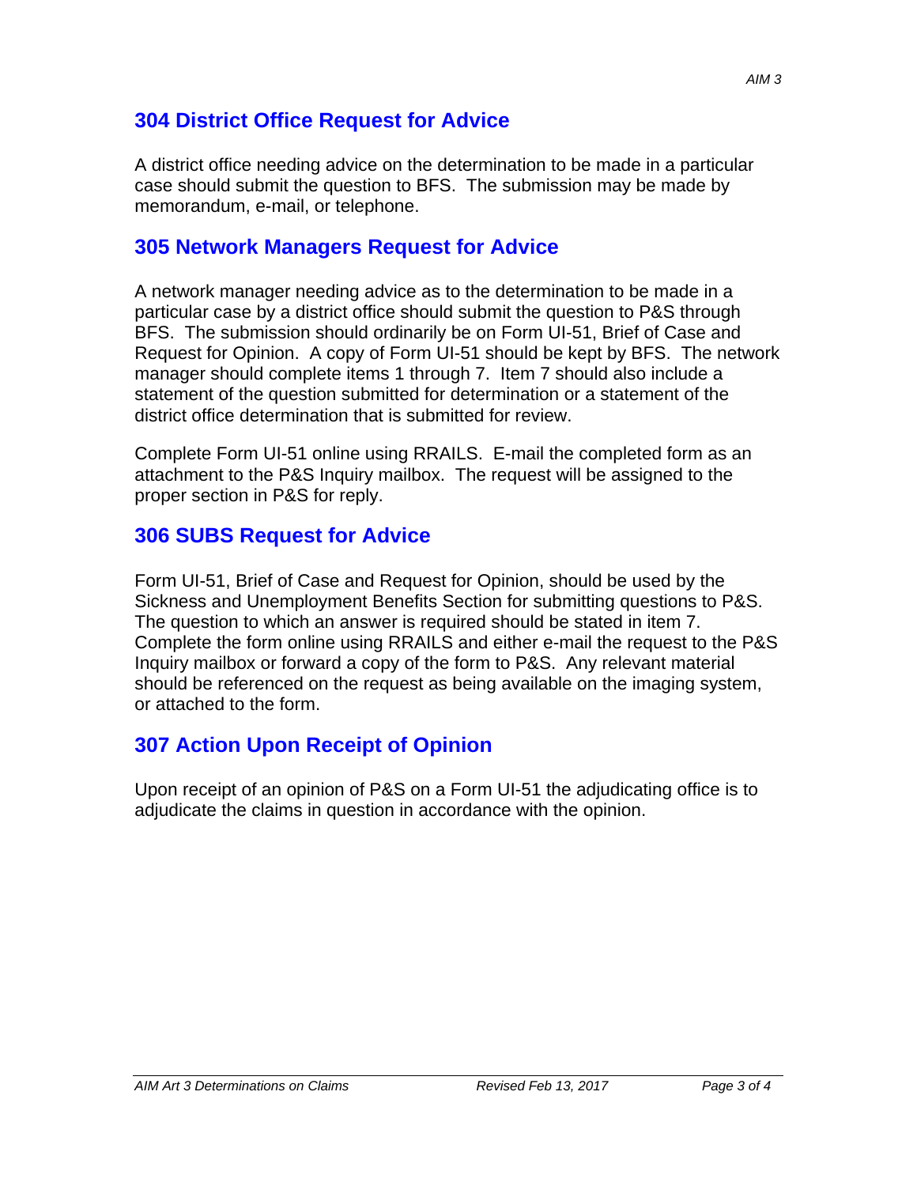## 304 District Office Request for Advice

A district office needing advice on the determination to be made in a particular case should submit the question to BFS. The submission may be made by memorandum, e-mail, or telephone.

## 305 Network Managers Request for Advice

A network manager needing advice as to the determination to be made in a particular case by a district office should submit the question to P&S through BFS. The submission should ordinarily be on Form UI-51, Brief of Case and Request for Opinion. A copy of Form UI-51 should be kept by BFS. The network manager should complete items 1 through 7. Item 7 should also include a statement of the question submitted for determination or a statement of the district office determination that is submitted for review.

Complete Form UI-51 online using RRAILS. E-mail the completed form as an attachment to the P&S Inquiry mailbox. The request will be assigned to the proper section in P&S for reply.

## 306 SUBS Request for Advice

Form UI-51, Brief of Case and Request for Opinion, should be used by the Sickness and Unemployment Benefits Section for submitting questions to P&S. The question to which an answer is required should be stated in item 7. Complete the form online using RRAILS and either e-mail the request to the P&S Inquiry mailbox or forward a copy of the form to P&S. Any relevant material should be referenced on the request as being available on the imaging system, or attached to the form.

## 307 Action Upon Receipt of Opinion

Upon receipt of an opinion of P&S on a Form UI-51 the adjudicating office is to adjudicate the claims in question in accordance with the opinion.